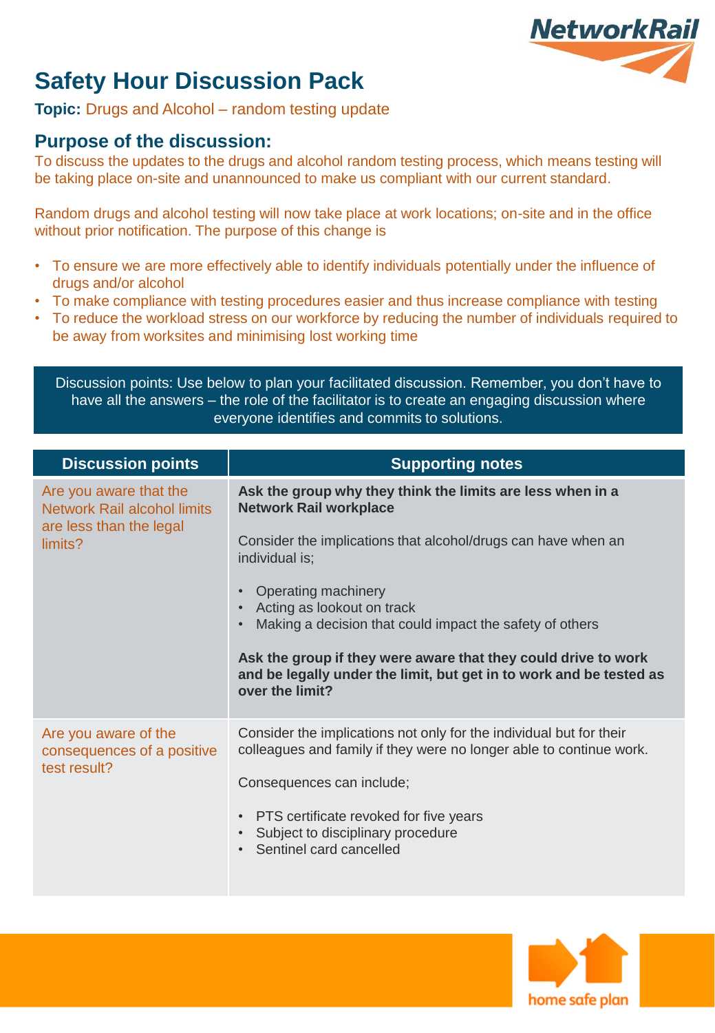# Safety Hour Discussion Pack

**Topic:** Drugs and Alcohol – random testing update

## Purpose of the discussion:

To discuss the updates to the drugs and alcohol random testing process, which means testing will be taking place on-site and unannounced to make us compliant with our current standard.

Random drugs and alcohol testing will now take place at work locations; on-site and in the office without prior notification. The purpose of this change is

- To ensure we are more effectively able to identify individuals potentially under the influence of drugs and/or alcohol
- To make compliance with testing procedures easier and thus increase compliance with testing
- To reduce the workload stress on our workforce by reducing the number of individuals required to be away from worksites and minimising lost working time

Discussion points: Use below to plan your facilitated discussion. Remember, you don't have to have all the answers – the role of the facilitator is to create an engaging discussion where everyone identifies and commits to solutions.

| Discussion points | Supporting notes |
|---|---|
| Are you aware that the Network Rail alcohol limits are less than the legal limits? | **Ask the group why they think the limits are less when in a Network Rail workplace**<br><br>Consider the implications that alcohol/drugs can have when an individual is;<br><br>• Operating machinery<br>• Acting as lookout on track<br>• Making a decision that could impact the safety of others<br><br>**Ask the group if they were aware that they could drive to work and be legally under the limit, but get in to work and be tested as over the limit?** |
| Are you aware of the consequences of a positive test result? | Consider the implications not only for the individual but for their colleagues and family if they were no longer able to continue work.<br><br>Consequences can include;<br><br>• PTS certificate revoked for five years<br>• Subject to disciplinary procedure<br>• Sentinel card cancelled |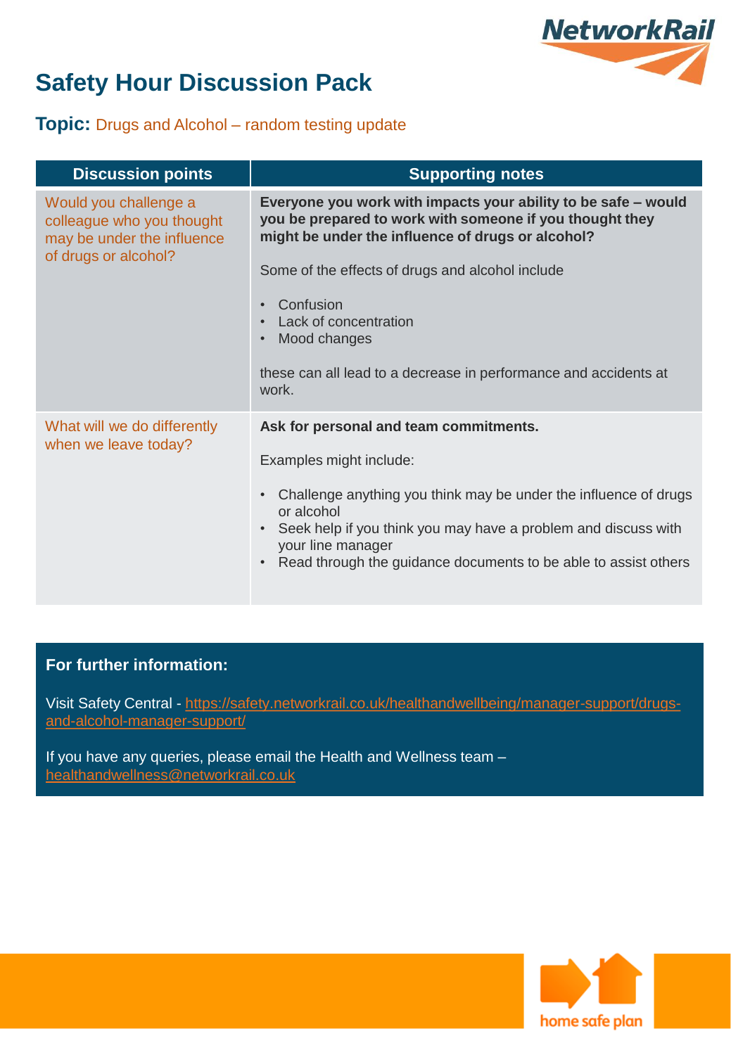# Safety Hour Discussion Pack

**Topic:** Drugs and Alcohol – random testing update

| Discussion points | Supporting notes |
|---|---|
| Would you challenge a colleague who you thought may be under the influence of drugs or alcohol? | **Everyone you work with impacts your ability to be safe – would you be prepared to work with someone if you thought they might be under the influence of drugs or alcohol?**<br><br>Some of the effects of drugs and alcohol include<br><br>• Confusion<br>• Lack of concentration<br>• Mood changes<br><br>these can all lead to a decrease in performance and accidents at work. |
| What will we do differently when we leave today? | **Ask for personal and team commitments.**<br><br>Examples might include:<br><br>• Challenge anything you think may be under the influence of drugs or alcohol<br>• Seek help if you think you may have a problem and discuss with your line manager<br>• Read through the guidance documents to be able to assist others |

**For further information:**

Visit Safety Central - https://safety.networkrail.co.uk/healthandwellbeing/manager-support/drugs-and-alcohol-manager-support/

If you have any queries, please email the Health and Wellness team – healthandwellness@networkrail.co.uk